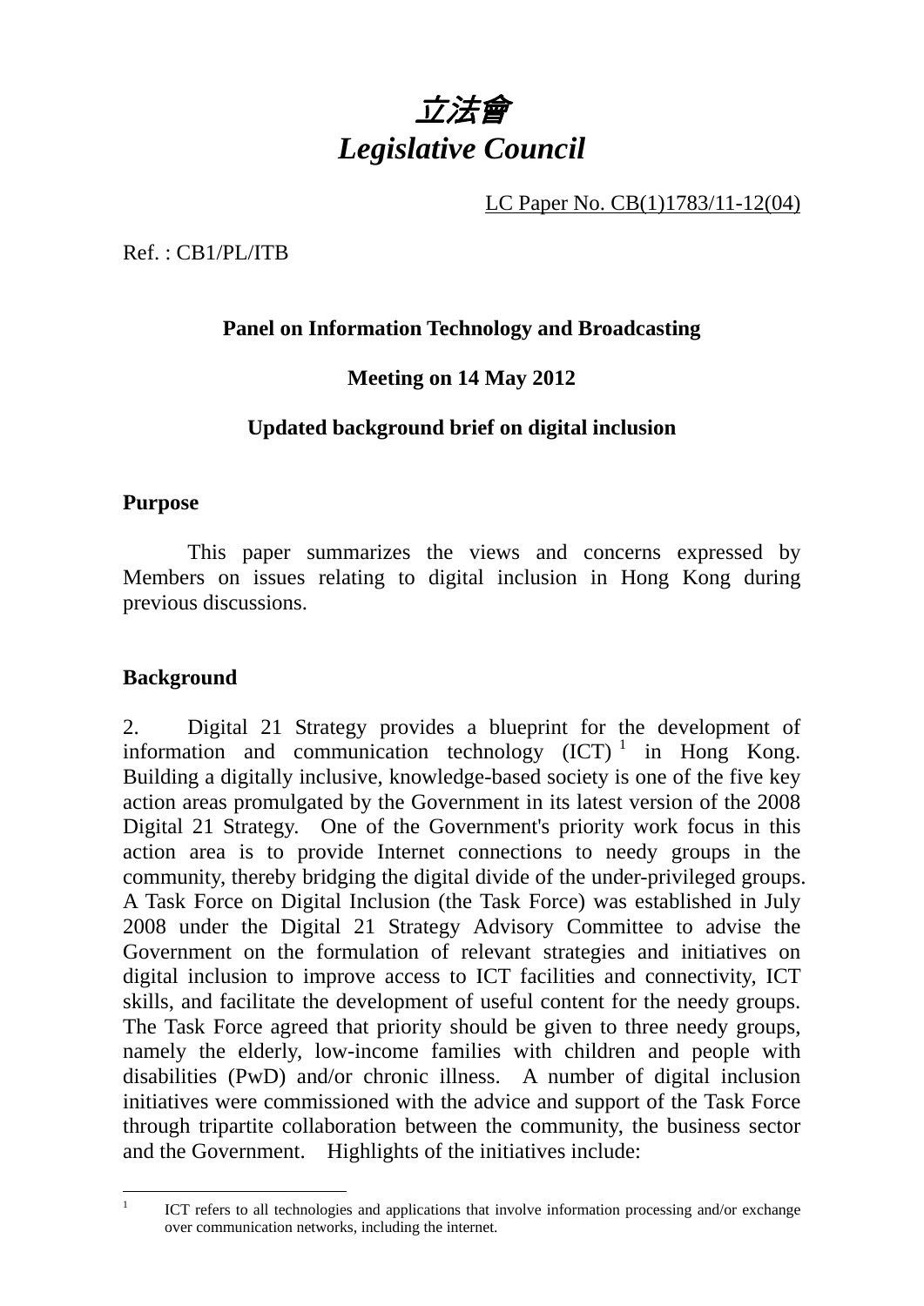# *立法會*
# *Legislative Council*

LC Paper No. CB(1)1783/11-12(04)

Ref. : CB1/PL/ITB

**Panel on Information Technology and Broadcasting**

**Meeting on 14 May 2012**

**Updated background brief on digital inclusion**

## Purpose

This paper summarizes the views and concerns expressed by Members on issues relating to digital inclusion in Hong Kong during previous discussions.

## Background

2. Digital 21 Strategy provides a blueprint for the development of information and communication technology (ICT)[1] in Hong Kong. Building a digitally inclusive, knowledge-based society is one of the five key action areas promulgated by the Government in its latest version of the 2008 Digital 21 Strategy. One of the Government's priority work focus in this action area is to provide Internet connections to needy groups in the community, thereby bridging the digital divide of the under-privileged groups. A Task Force on Digital Inclusion (the Task Force) was established in July 2008 under the Digital 21 Strategy Advisory Committee to advise the Government on the formulation of relevant strategies and initiatives on digital inclusion to improve access to ICT facilities and connectivity, ICT skills, and facilitate the development of useful content for the needy groups. The Task Force agreed that priority should be given to three needy groups, namely the elderly, low-income families with children and people with disabilities (PwD) and/or chronic illness. A number of digital inclusion initiatives were commissioned with the advice and support of the Task Force through tripartite collaboration between the community, the business sector and the Government. Highlights of the initiatives include:

---

[1] ICT refers to all technologies and applications that involve information processing and/or exchange over communication networks, including the internet.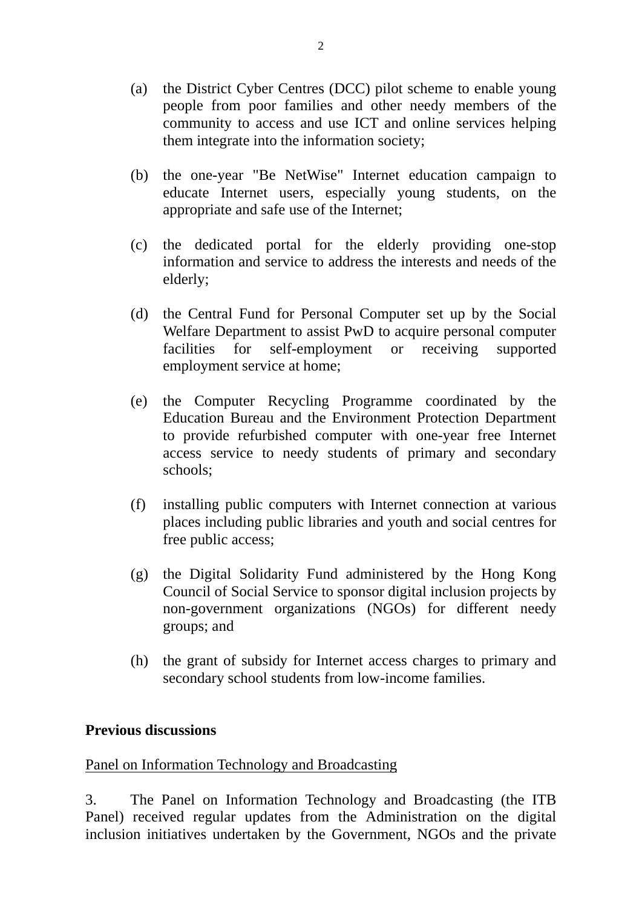(a) the District Cyber Centres (DCC) pilot scheme to enable young people from poor families and other needy members of the community to access and use ICT and online services helping them integrate into the information society;

(b) the one-year "Be NetWise" Internet education campaign to educate Internet users, especially young students, on the appropriate and safe use of the Internet;

(c) the dedicated portal for the elderly providing one-stop information and service to address the interests and needs of the elderly;

(d) the Central Fund for Personal Computer set up by the Social Welfare Department to assist PwD to acquire personal computer facilities for self-employment or receiving supported employment service at home;

(e) the Computer Recycling Programme coordinated by the Education Bureau and the Environment Protection Department to provide refurbished computer with one-year free Internet access service to needy students of primary and secondary schools;

(f) installing public computers with Internet connection at various places including public libraries and youth and social centres for free public access;

(g) the Digital Solidarity Fund administered by the Hong Kong Council of Social Service to sponsor digital inclusion projects by non-government organizations (NGOs) for different needy groups; and

(h) the grant of subsidy for Internet access charges to primary and secondary school students from low-income families.

**Previous discussions**

Panel on Information Technology and Broadcasting

3. The Panel on Information Technology and Broadcasting (the ITB Panel) received regular updates from the Administration on the digital inclusion initiatives undertaken by the Government, NGOs and the private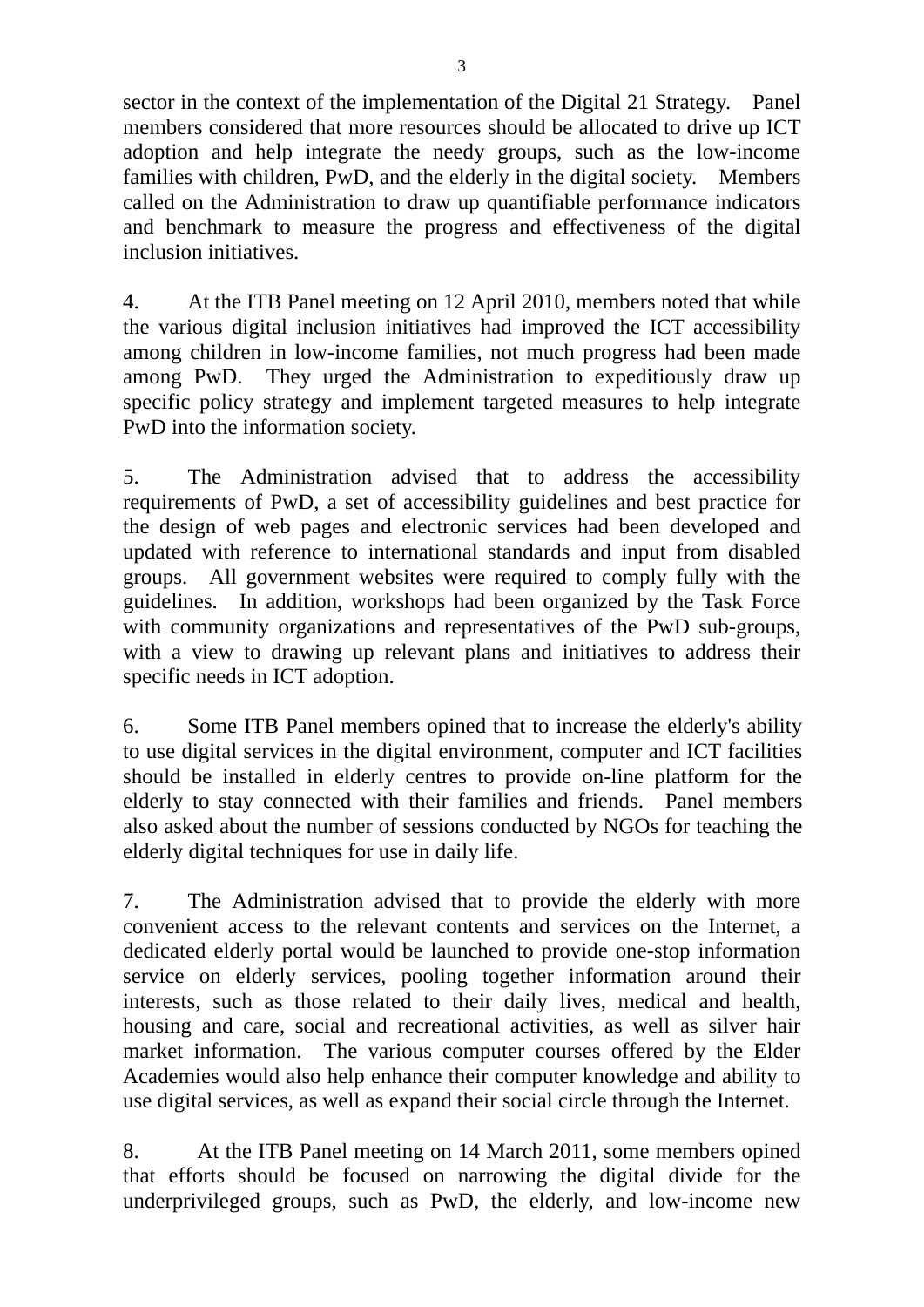sector in the context of the implementation of the Digital 21 Strategy. Panel members considered that more resources should be allocated to drive up ICT adoption and help integrate the needy groups, such as the low-income families with children, PwD, and the elderly in the digital society. Members called on the Administration to draw up quantifiable performance indicators and benchmark to measure the progress and effectiveness of the digital inclusion initiatives.

4. At the ITB Panel meeting on 12 April 2010, members noted that while the various digital inclusion initiatives had improved the ICT accessibility among children in low-income families, not much progress had been made among PwD. They urged the Administration to expeditiously draw up specific policy strategy and implement targeted measures to help integrate PwD into the information society.

5. The Administration advised that to address the accessibility requirements of PwD, a set of accessibility guidelines and best practice for the design of web pages and electronic services had been developed and updated with reference to international standards and input from disabled groups. All government websites were required to comply fully with the guidelines. In addition, workshops had been organized by the Task Force with community organizations and representatives of the PwD sub-groups, with a view to drawing up relevant plans and initiatives to address their specific needs in ICT adoption.

6. Some ITB Panel members opined that to increase the elderly's ability to use digital services in the digital environment, computer and ICT facilities should be installed in elderly centres to provide on-line platform for the elderly to stay connected with their families and friends. Panel members also asked about the number of sessions conducted by NGOs for teaching the elderly digital techniques for use in daily life.

7. The Administration advised that to provide the elderly with more convenient access to the relevant contents and services on the Internet, a dedicated elderly portal would be launched to provide one-stop information service on elderly services, pooling together information around their interests, such as those related to their daily lives, medical and health, housing and care, social and recreational activities, as well as silver hair market information. The various computer courses offered by the Elder Academies would also help enhance their computer knowledge and ability to use digital services, as well as expand their social circle through the Internet.

8. At the ITB Panel meeting on 14 March 2011, some members opined that efforts should be focused on narrowing the digital divide for the underprivileged groups, such as PwD, the elderly, and low-income new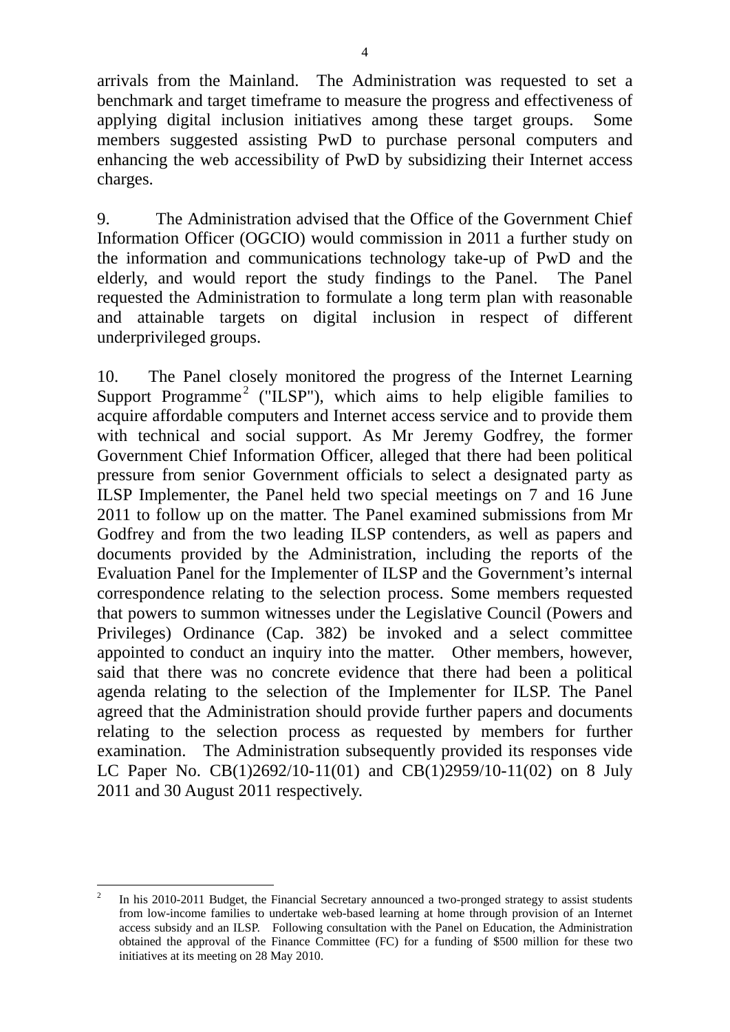arrivals from the Mainland. The Administration was requested to set a benchmark and target timeframe to measure the progress and effectiveness of applying digital inclusion initiatives among these target groups. Some members suggested assisting PwD to purchase personal computers and enhancing the web accessibility of PwD by subsidizing their Internet access charges.

9. The Administration advised that the Office of the Government Chief Information Officer (OGCIO) would commission in 2011 a further study on the information and communications technology take-up of PwD and the elderly, and would report the study findings to the Panel. The Panel requested the Administration to formulate a long term plan with reasonable and attainable targets on digital inclusion in respect of different underprivileged groups.

10. The Panel closely monitored the progress of the Internet Learning Support Programme[2] ("ILSP"), which aims to help eligible families to acquire affordable computers and Internet access service and to provide them with technical and social support. As Mr Jeremy Godfrey, the former Government Chief Information Officer, alleged that there had been political pressure from senior Government officials to select a designated party as ILSP Implementer, the Panel held two special meetings on 7 and 16 June 2011 to follow up on the matter. The Panel examined submissions from Mr Godfrey and from the two leading ILSP contenders, as well as papers and documents provided by the Administration, including the reports of the Evaluation Panel for the Implementer of ILSP and the Government's internal correspondence relating to the selection process. Some members requested that powers to summon witnesses under the Legislative Council (Powers and Privileges) Ordinance (Cap. 382) be invoked and a select committee appointed to conduct an inquiry into the matter. Other members, however, said that there was no concrete evidence that there had been a political agenda relating to the selection of the Implementer for ILSP. The Panel agreed that the Administration should provide further papers and documents relating to the selection process as requested by members for further examination. The Administration subsequently provided its responses vide LC Paper No. CB(1)2692/10-11(01) and CB(1)2959/10-11(02) on 8 July 2011 and 30 August 2011 respectively.

---

[2] In his 2010-2011 Budget, the Financial Secretary announced a two-pronged strategy to assist students from low-income families to undertake web-based learning at home through provision of an Internet access subsidy and an ILSP. Following consultation with the Panel on Education, the Administration obtained the approval of the Finance Committee (FC) for a funding of $500 million for these two initiatives at its meeting on 28 May 2010.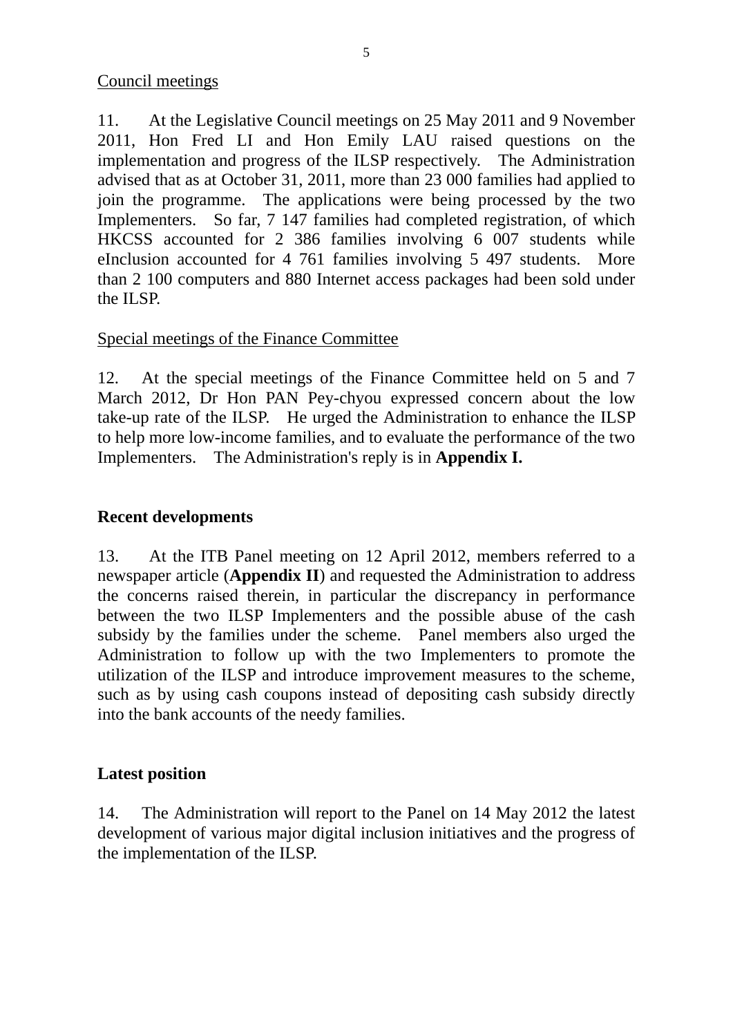Council meetings

11. At the Legislative Council meetings on 25 May 2011 and 9 November 2011, Hon Fred LI and Hon Emily LAU raised questions on the implementation and progress of the ILSP respectively. The Administration advised that as at October 31, 2011, more than 23 000 families had applied to join the programme. The applications were being processed by the two Implementers. So far, 7 147 families had completed registration, of which HKCSS accounted for 2 386 families involving 6 007 students while eInclusion accounted for 4 761 families involving 5 497 students. More than 2 100 computers and 880 Internet access packages had been sold under the ILSP.

Special meetings of the Finance Committee

12. At the special meetings of the Finance Committee held on 5 and 7 March 2012, Dr Hon PAN Pey-chyou expressed concern about the low take-up rate of the ILSP. He urged the Administration to enhance the ILSP to help more low-income families, and to evaluate the performance of the two Implementers. The Administration's reply is in **Appendix I.**

## Recent developments

13. At the ITB Panel meeting on 12 April 2012, members referred to a newspaper article (**Appendix II**) and requested the Administration to address the concerns raised therein, in particular the discrepancy in performance between the two ILSP Implementers and the possible abuse of the cash subsidy by the families under the scheme. Panel members also urged the Administration to follow up with the two Implementers to promote the utilization of the ILSP and introduce improvement measures to the scheme, such as by using cash coupons instead of depositing cash subsidy directly into the bank accounts of the needy families.

## Latest position

14. The Administration will report to the Panel on 14 May 2012 the latest development of various major digital inclusion initiatives and the progress of the implementation of the ILSP.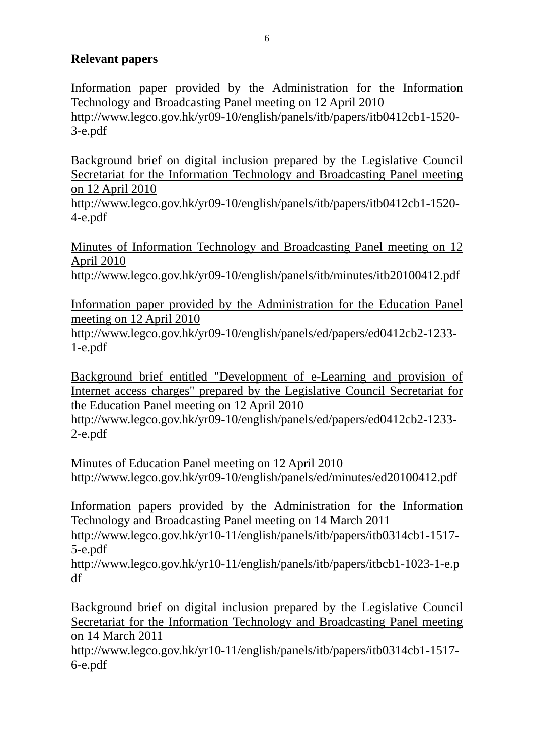**Relevant papers**

Information paper provided by the Administration for the Information Technology and Broadcasting Panel meeting on 12 April 2010
http://www.legco.gov.hk/yr09-10/english/panels/itb/papers/itb0412cb1-1520-3-e.pdf

Background brief on digital inclusion prepared by the Legislative Council Secretariat for the Information Technology and Broadcasting Panel meeting on 12 April 2010
http://www.legco.gov.hk/yr09-10/english/panels/itb/papers/itb0412cb1-1520-4-e.pdf

Minutes of Information Technology and Broadcasting Panel meeting on 12 April 2010
http://www.legco.gov.hk/yr09-10/english/panels/itb/minutes/itb20100412.pdf

Information paper provided by the Administration for the Education Panel meeting on 12 April 2010
http://www.legco.gov.hk/yr09-10/english/panels/ed/papers/ed0412cb2-1233-1-e.pdf

Background brief entitled "Development of e-Learning and provision of Internet access charges" prepared by the Legislative Council Secretariat for the Education Panel meeting on 12 April 2010
http://www.legco.gov.hk/yr09-10/english/panels/ed/papers/ed0412cb2-1233-2-e.pdf

Minutes of Education Panel meeting on 12 April 2010
http://www.legco.gov.hk/yr09-10/english/panels/ed/minutes/ed20100412.pdf

Information papers provided by the Administration for the Information Technology and Broadcasting Panel meeting on 14 March 2011
http://www.legco.gov.hk/yr10-11/english/panels/itb/papers/itb0314cb1-1517-5-e.pdf
http://www.legco.gov.hk/yr10-11/english/panels/itb/papers/itbcb1-1023-1-e.pdf

Background brief on digital inclusion prepared by the Legislative Council Secretariat for the Information Technology and Broadcasting Panel meeting on 14 March 2011
http://www.legco.gov.hk/yr10-11/english/panels/itb/papers/itb0314cb1-1517-6-e.pdf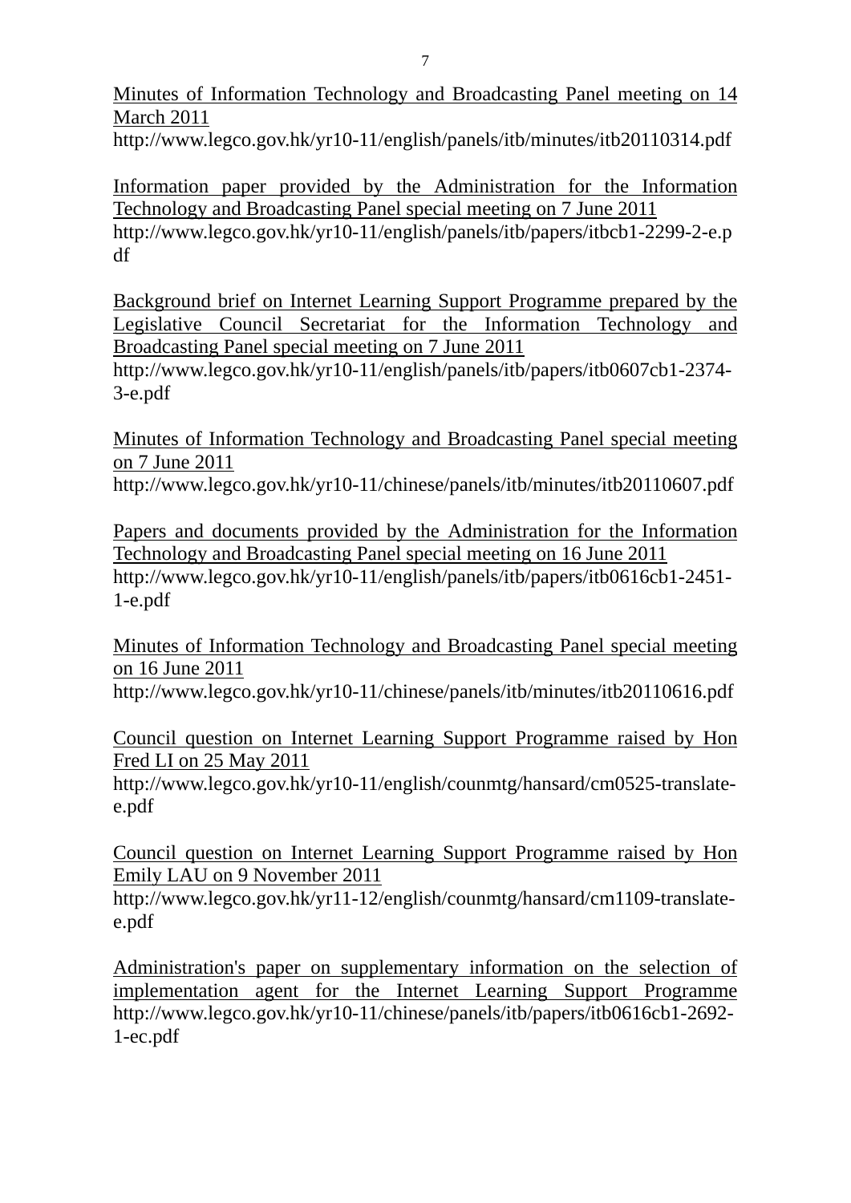Minutes of Information Technology and Broadcasting Panel meeting on 14 March 2011
http://www.legco.gov.hk/yr10-11/english/panels/itb/minutes/itb20110314.pdf

Information paper provided by the Administration for the Information Technology and Broadcasting Panel special meeting on 7 June 2011
http://www.legco.gov.hk/yr10-11/english/panels/itb/papers/itbcb1-2299-2-e.pdf

Background brief on Internet Learning Support Programme prepared by the Legislative Council Secretariat for the Information Technology and Broadcasting Panel special meeting on 7 June 2011
http://www.legco.gov.hk/yr10-11/english/panels/itb/papers/itb0607cb1-2374-3-e.pdf

Minutes of Information Technology and Broadcasting Panel special meeting on 7 June 2011
http://www.legco.gov.hk/yr10-11/chinese/panels/itb/minutes/itb20110607.pdf

Papers and documents provided by the Administration for the Information Technology and Broadcasting Panel special meeting on 16 June 2011
http://www.legco.gov.hk/yr10-11/english/panels/itb/papers/itb0616cb1-2451-1-e.pdf

Minutes of Information Technology and Broadcasting Panel special meeting on 16 June 2011
http://www.legco.gov.hk/yr10-11/chinese/panels/itb/minutes/itb20110616.pdf

Council question on Internet Learning Support Programme raised by Hon Fred LI on 25 May 2011
http://www.legco.gov.hk/yr10-11/english/counmtg/hansard/cm0525-translate-e.pdf

Council question on Internet Learning Support Programme raised by Hon Emily LAU on 9 November 2011
http://www.legco.gov.hk/yr11-12/english/counmtg/hansard/cm1109-translate-e.pdf

Administration's paper on supplementary information on the selection of implementation agent for the Internet Learning Support Programme
http://www.legco.gov.hk/yr10-11/chinese/panels/itb/papers/itb0616cb1-2692-1-ec.pdf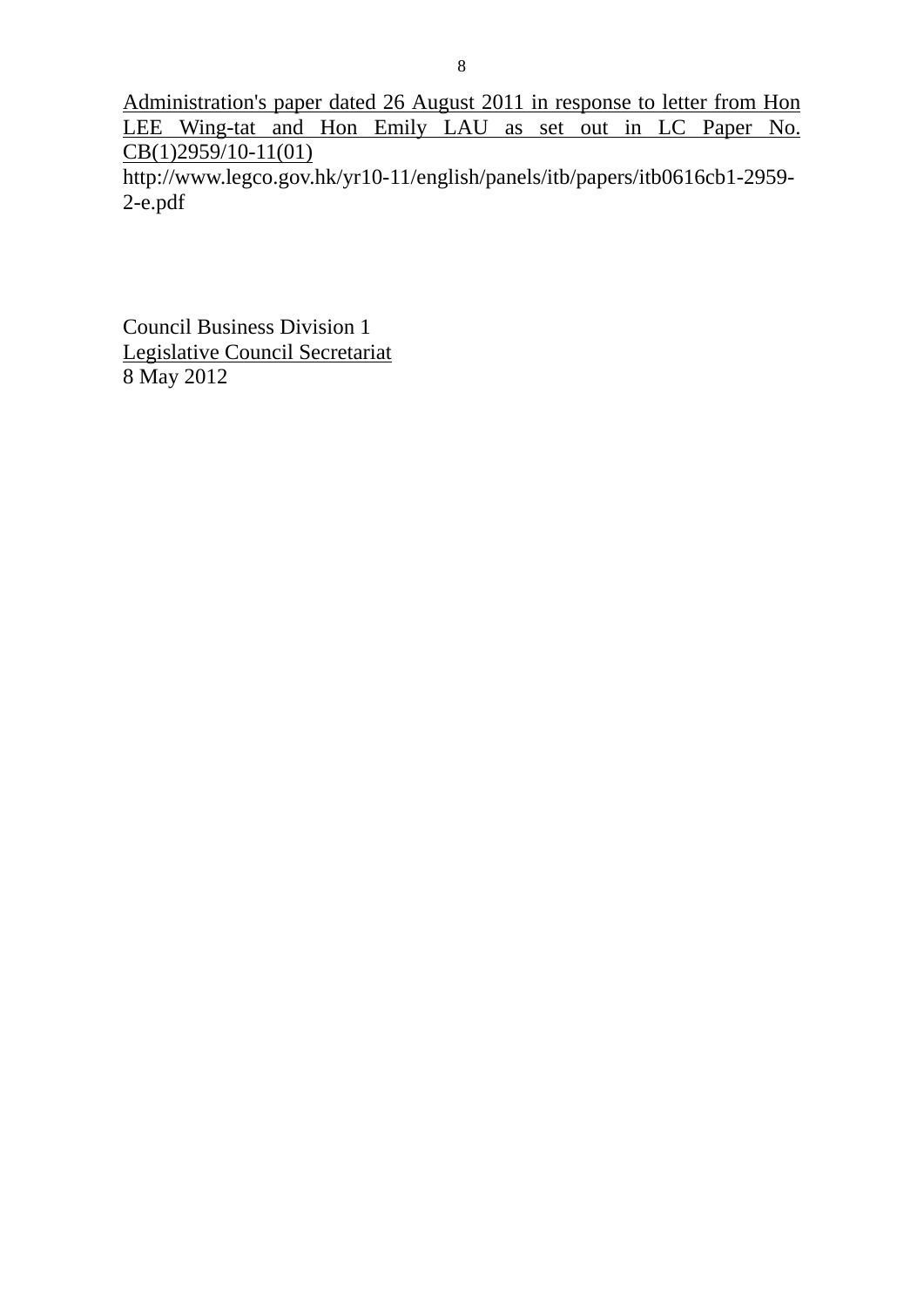Administration's paper dated 26 August 2011 in response to letter from Hon LEE Wing-tat and Hon Emily LAU as set out in LC Paper No. CB(1)2959/10-11(01)
http://www.legco.gov.hk/yr10-11/english/panels/itb/papers/itb0616cb1-2959-2-e.pdf

Council Business Division 1
Legislative Council Secretariat
8 May 2012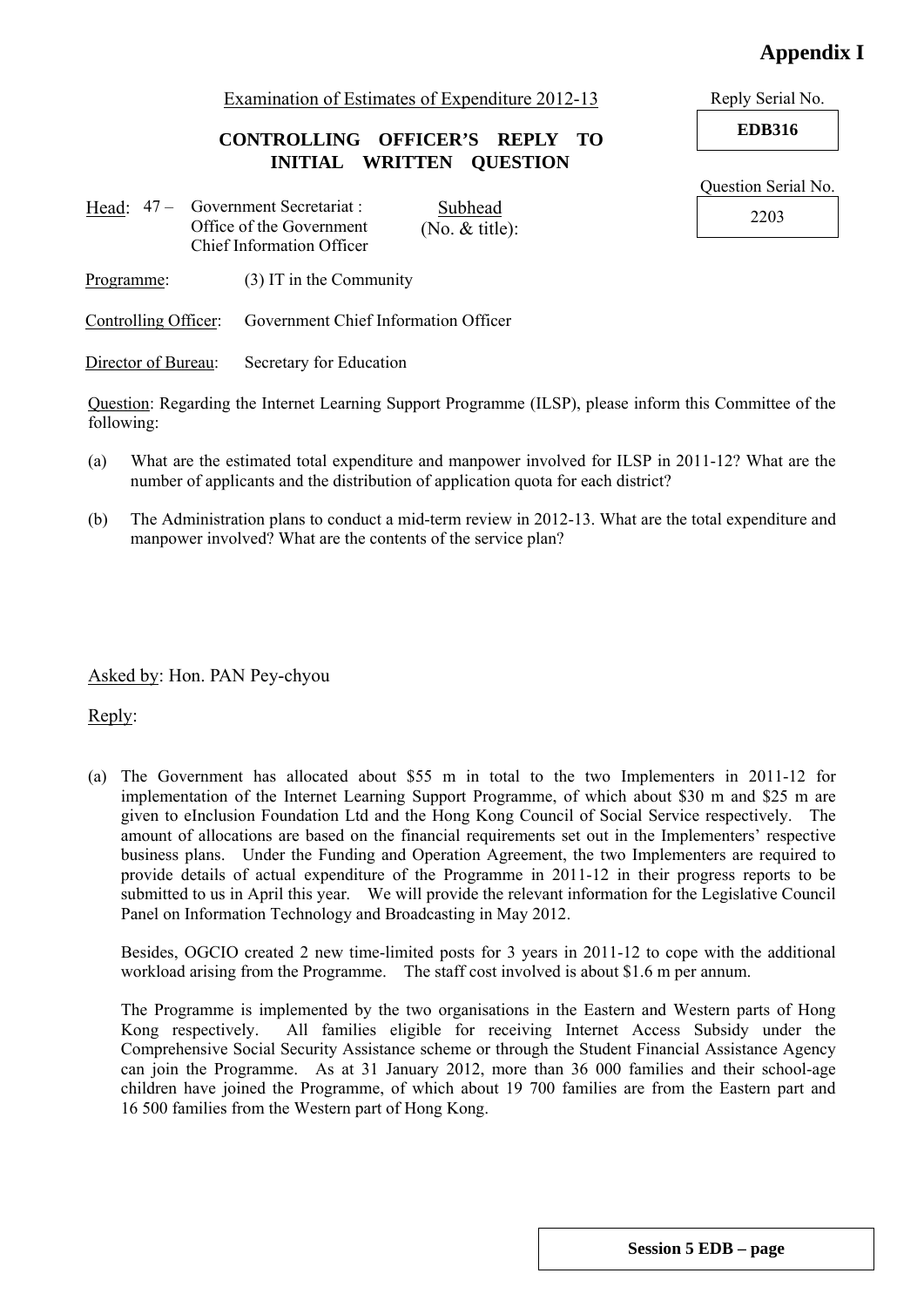**Appendix I**

Examination of Estimates of Expenditure 2012-13

**CONTROLLING OFFICER'S REPLY TO INITIAL WRITTEN QUESTION**

Reply Serial No.

**EDB316**

Question Serial No.

2203

Head: 47 – Government Secretariat : Office of the Government Chief Information Officer

Subhead (No. & title):

Programme: (3) IT in the Community

Controlling Officer: Government Chief Information Officer

Director of Bureau: Secretary for Education

Question: Regarding the Internet Learning Support Programme (ILSP), please inform this Committee of the following:

(a) What are the estimated total expenditure and manpower involved for ILSP in 2011-12? What are the number of applicants and the distribution of application quota for each district?

(b) The Administration plans to conduct a mid-term review in 2012-13. What are the total expenditure and manpower involved? What are the contents of the service plan?

Asked by: Hon. PAN Pey-chyou

Reply:

(a) The Government has allocated about $55 m in total to the two Implementers in 2011-12 for implementation of the Internet Learning Support Programme, of which about $30 m and $25 m are given to eInclusion Foundation Ltd and the Hong Kong Council of Social Service respectively. The amount of allocations are based on the financial requirements set out in the Implementers' respective business plans. Under the Funding and Operation Agreement, the two Implementers are required to provide details of actual expenditure of the Programme in 2011-12 in their progress reports to be submitted to us in April this year. We will provide the relevant information for the Legislative Council Panel on Information Technology and Broadcasting in May 2012.

Besides, OGCIO created 2 new time-limited posts for 3 years in 2011-12 to cope with the additional workload arising from the Programme. The staff cost involved is about $1.6 m per annum.

The Programme is implemented by the two organisations in the Eastern and Western parts of Hong Kong respectively. All families eligible for receiving Internet Access Subsidy under the Comprehensive Social Security Assistance scheme or through the Student Financial Assistance Agency can join the Programme. As at 31 January 2012, more than 36 000 families and their school-age children have joined the Programme, of which about 19 700 families are from the Eastern part and 16 500 families from the Western part of Hong Kong.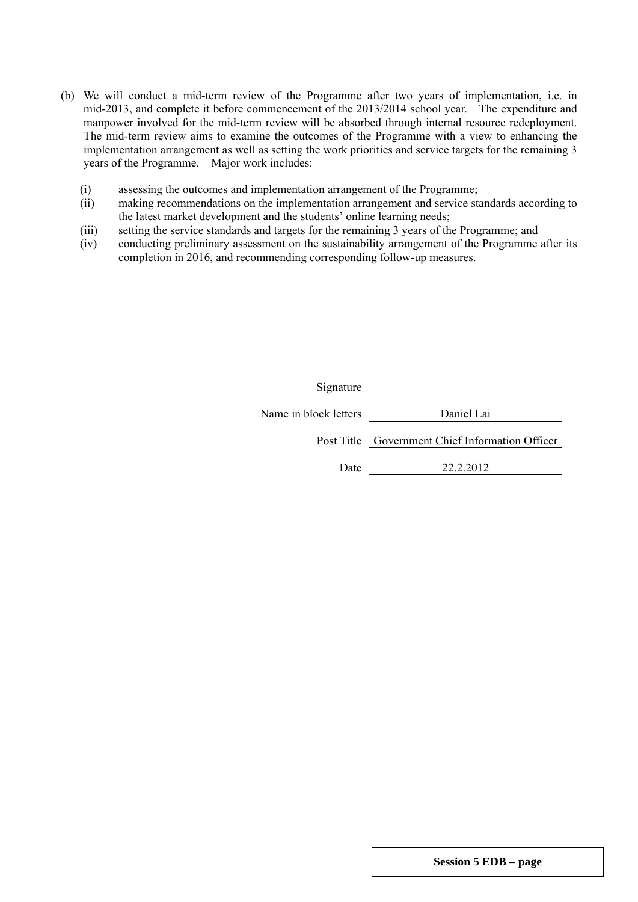(b) We will conduct a mid-term review of the Programme after two years of implementation, i.e. in mid-2013, and complete it before commencement of the 2013/2014 school year. The expenditure and manpower involved for the mid-term review will be absorbed through internal resource redeployment. The mid-term review aims to examine the outcomes of the Programme with a view to enhancing the implementation arrangement as well as setting the work priorities and service targets for the remaining 3 years of the Programme. Major work includes:

- (i) assessing the outcomes and implementation arrangement of the Programme;
- (ii) making recommendations on the implementation arrangement and service standards according to the latest market development and the students' online learning needs;
- (iii) setting the service standards and targets for the remaining 3 years of the Programme; and
- (iv) conducting preliminary assessment on the sustainability arrangement of the Programme after its completion in 2016, and recommending corresponding follow-up measures.

| | |
|---|---|
| Signature | |
| Name in block letters | Daniel Lai |
| Post Title | Government Chief Information Officer |
| Date | 22.2.2012 |

**Session 5 EDB – page**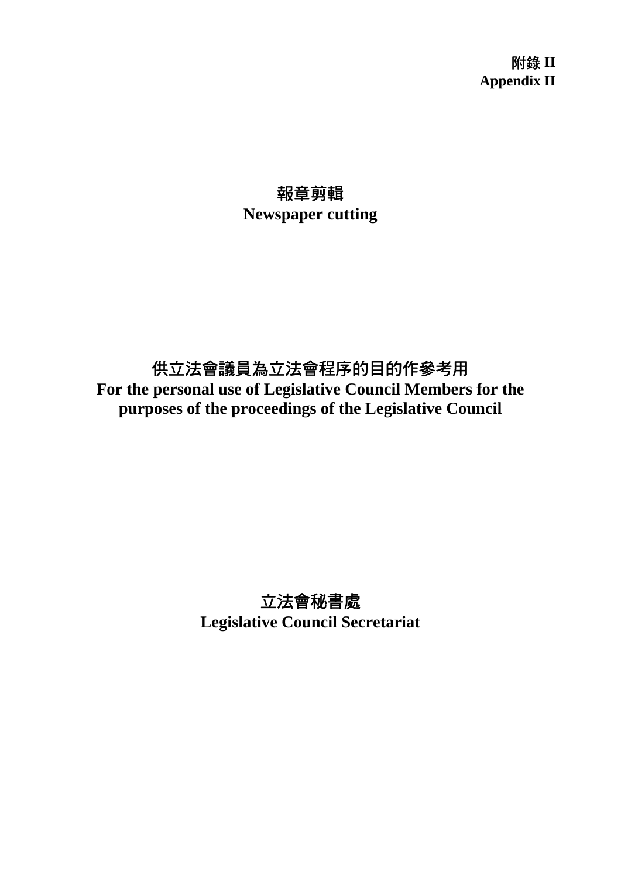**附錄 II**
**Appendix II**

# 報章剪輯
# Newspaper cutting

## 供立法會議員為立法會程序的目的作參考用
## For the personal use of Legislative Council Members for the purposes of the proceedings of the Legislative Council

## 立法會秘書處
## Legislative Council Secretariat